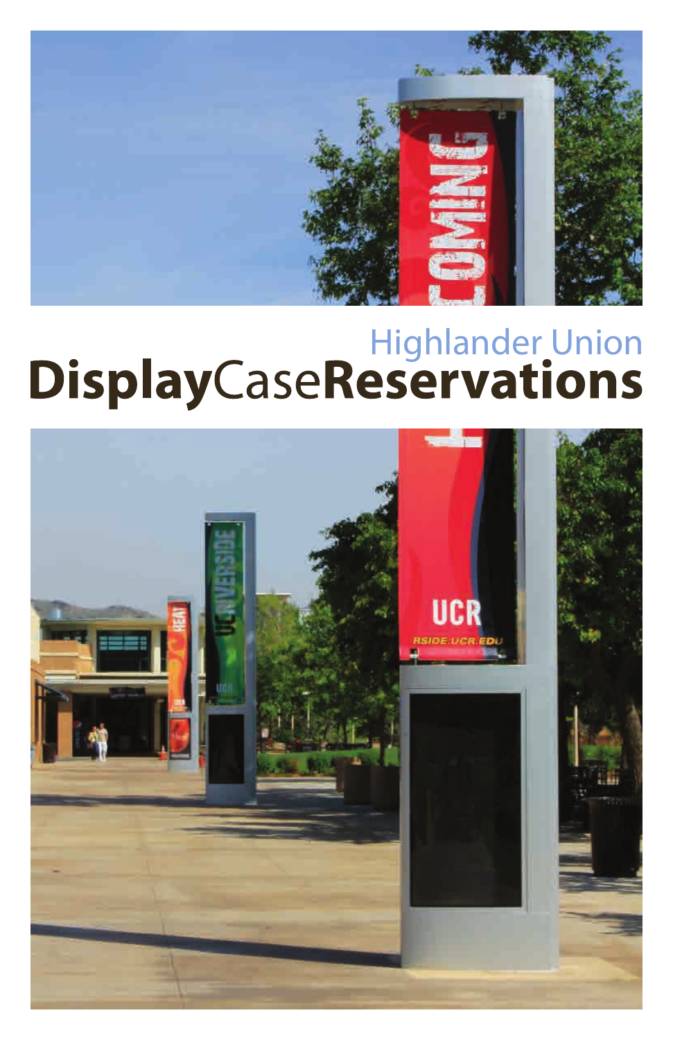Highlander Union

# DisplayCaseReservations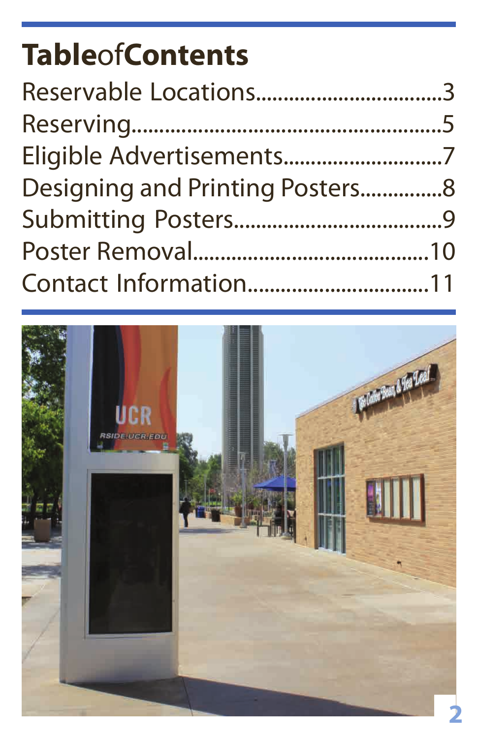# Table of Contents

| Section | Page |
| --- | --- |
| Reservable Locations | 3 |
| Reserving | 5 |
| Eligible Advertisements | 7 |
| Designing and Printing Posters | 8 |
| Submitting Posters | 9 |
| Poster Removal | 10 |
| Contact Information | 11 |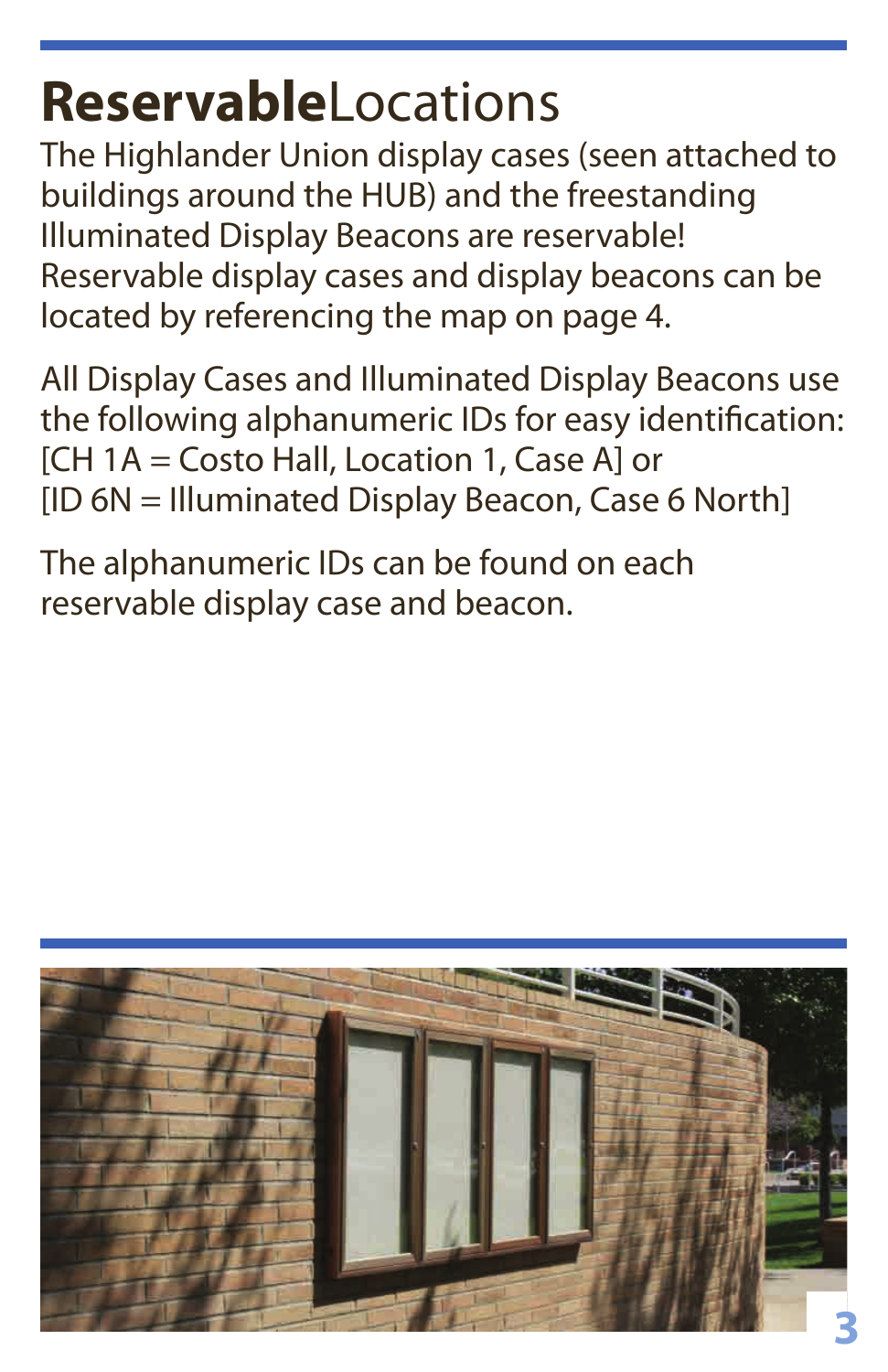# **Reservable**Locations

The Highlander Union display cases (seen attached to buildings around the HUB) and the freestanding Illuminated Display Beacons are reservable! Reservable display cases and display beacons can be located by referencing the map on page 4.

All Display Cases and Illuminated Display Beacons use the following alphanumeric IDs for easy identification:
[CH 1A = Costo Hall, Location 1, Case A] or
[ID 6N = Illuminated Display Beacon, Case 6 North]

The alphanumeric IDs can be found on each reservable display case and beacon.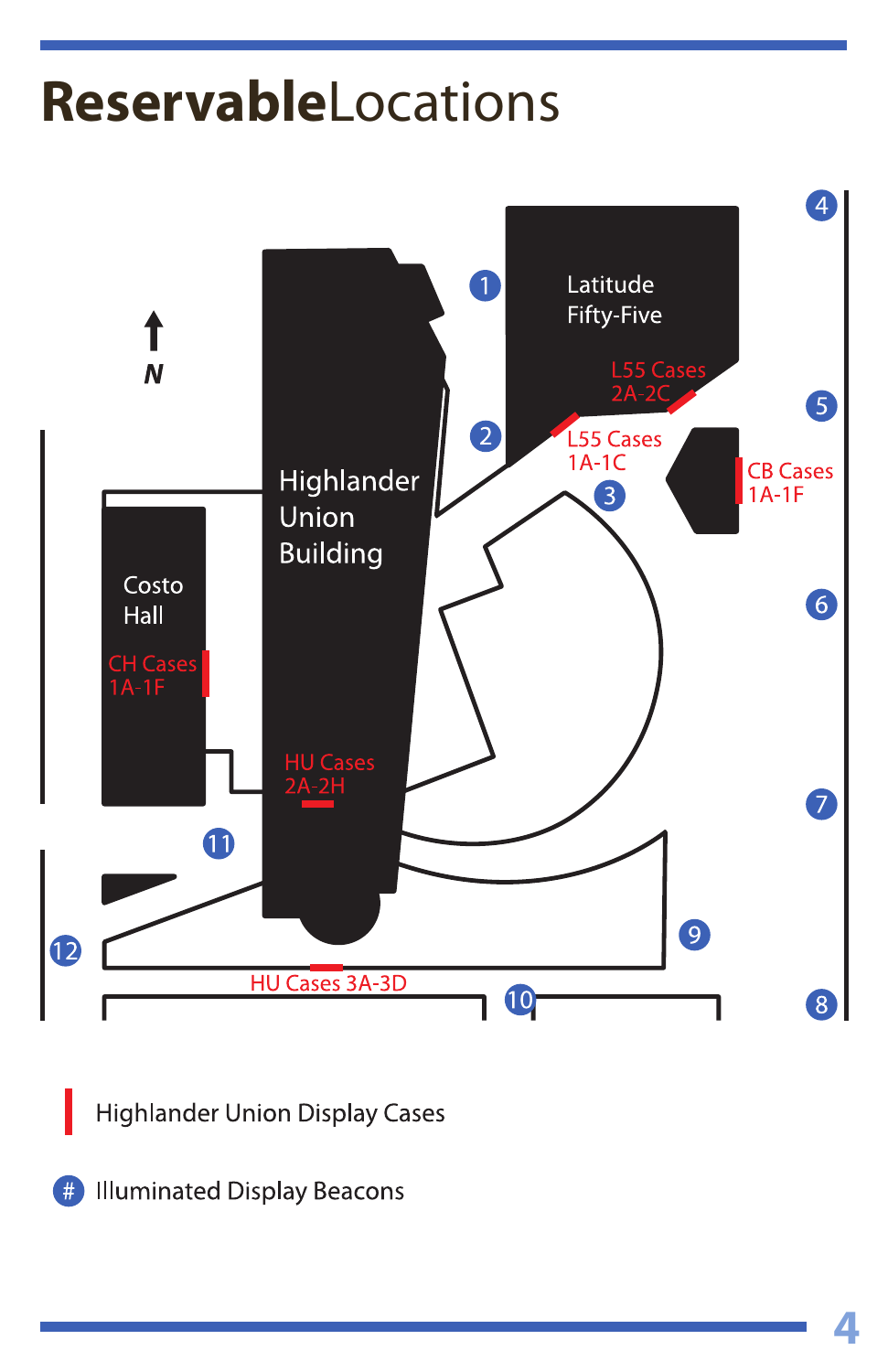# ReservableLocations

N

Latitude Fifty-Five

L55 Cases 2A-2C

L55 Cases 1A-1C

CB Cases 1A-1F

Highlander Union Building

Costo Hall

CH Cases 1A-1F

HU Cases 2A-2H

HU Cases 3A-3D

1 2 3 4 5 6 7 8 9 10 11 12

Highlander Union Display Cases

# Illuminated Display Beacons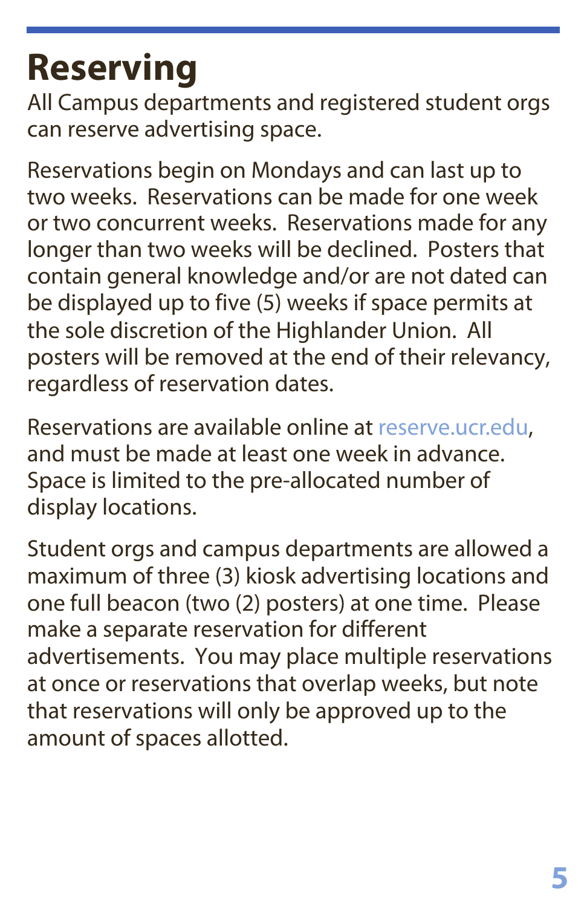# Reserving

All Campus departments and registered student orgs can reserve advertising space.

Reservations begin on Mondays and can last up to two weeks. Reservations can be made for one week or two concurrent weeks. Reservations made for any longer than two weeks will be declined. Posters that contain general knowledge and/or are not dated can be displayed up to five (5) weeks if space permits at the sole discretion of the Highlander Union. All posters will be removed at the end of their relevancy, regardless of reservation dates.

Reservations are available online at reserve.ucr.edu, and must be made at least one week in advance. Space is limited to the pre-allocated number of display locations.

Student orgs and campus departments are allowed a maximum of three (3) kiosk advertising locations and one full beacon (two (2) posters) at one time. Please make a separate reservation for different advertisements. You may place multiple reservations at once or reservations that overlap weeks, but note that reservations will only be approved up to the amount of spaces allotted.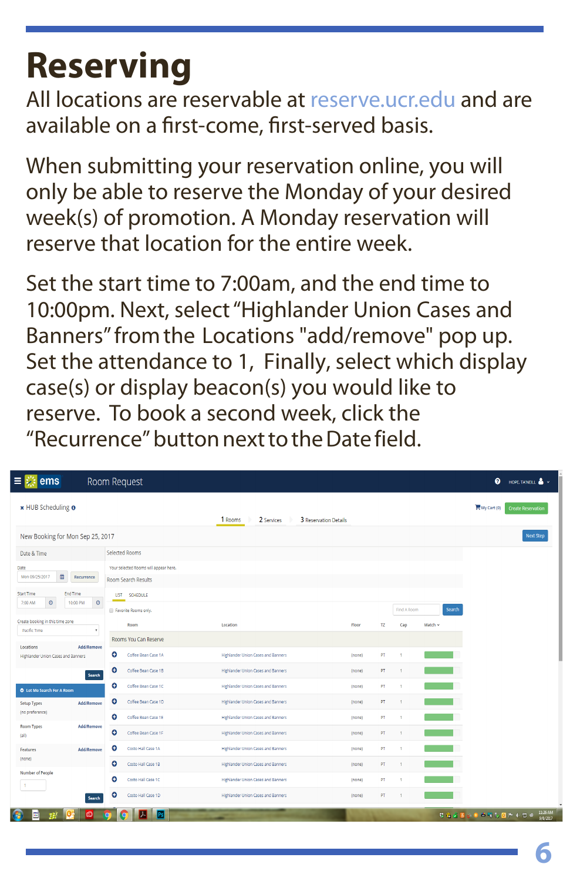# Reserving

All locations are reservable at reserve.ucr.edu and are available on a first-come, first-served basis.

When submitting your reservation online, you will only be able to reserve the Monday of your desired week(s) of promotion. A Monday reservation will reserve that location for the entire week.

Set the start time to 7:00am, and the end time to 10:00pm. Next, select "Highlander Union Cases and Banners" from the Locations "add/remove" pop up. Set the attendance to 1, Finally, select which display case(s) or display beacon(s) you would like to reserve. To book a second week, click the "Recurrence" button next to the Date field.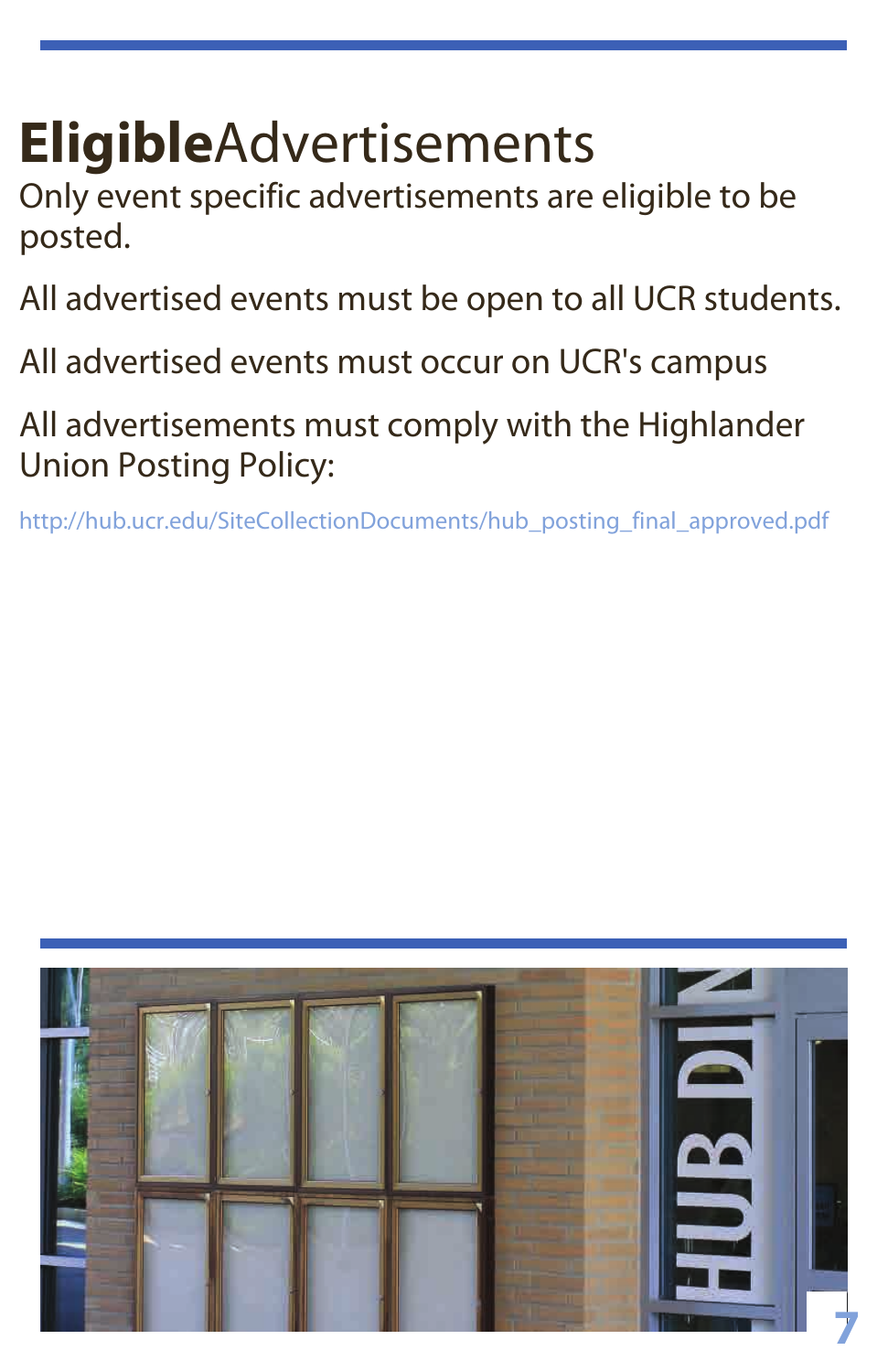# **Eligible**Advertisements

Only event specific advertisements are eligible to be posted.

All advertised events must be open to all UCR students.

All advertised events must occur on UCR's campus

All advertisements must comply with the Highlander Union Posting Policy:

http://hub.ucr.edu/SiteCollectionDocuments/hub_posting_final_approved.pdf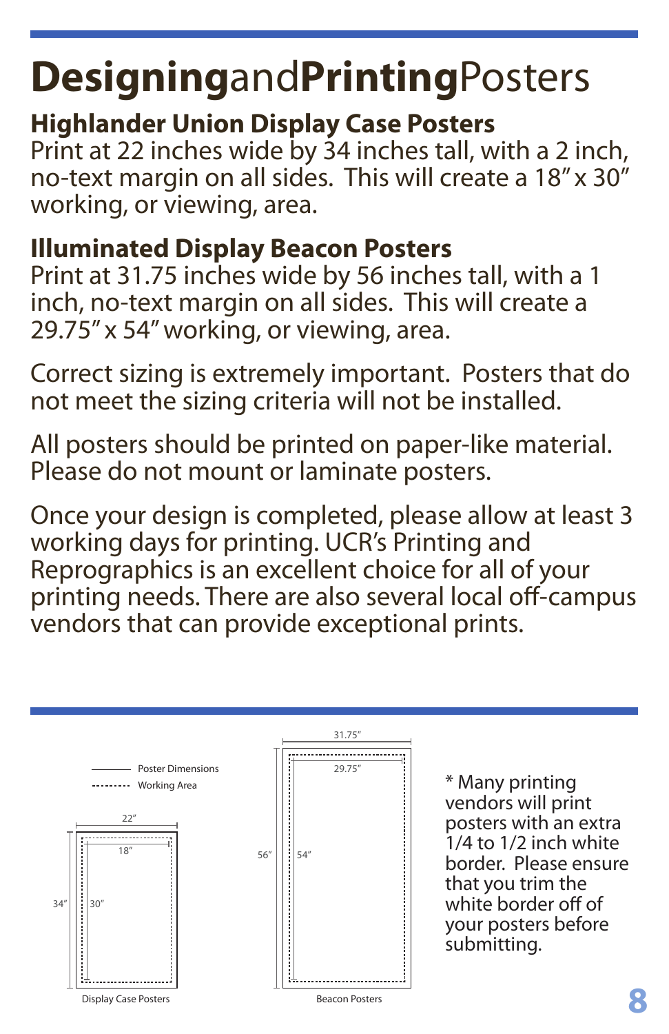# DesigningandPrintingPosters

## Highlander Union Display Case Posters

Print at 22 inches wide by 34 inches tall, with a 2 inch, no-text margin on all sides. This will create a 18" x 30" working, or viewing, area.

## Illuminated Display Beacon Posters

Print at 31.75 inches wide by 56 inches tall, with a 1 inch, no-text margin on all sides. This will create a 29.75" x 54" working, or viewing, area.

Correct sizing is extremely important. Posters that do not meet the sizing criteria will not be installed.

All posters should be printed on paper-like material. Please do not mount or laminate posters.

Once your design is completed, please allow at least 3 working days for printing. UCR's Printing and Reprographics is an excellent choice for all of your printing needs. There are also several local off-campus vendors that can provide exceptional prints.

Poster Dimensions

Working Area

22"

18"

34"

30"

Display Case Posters

31.75"

29.75"

56"

54"

Beacon Posters

* Many printing vendors will print posters with an extra 1/4 to 1/2 inch white border. Please ensure that you trim the white border off of your posters before submitting.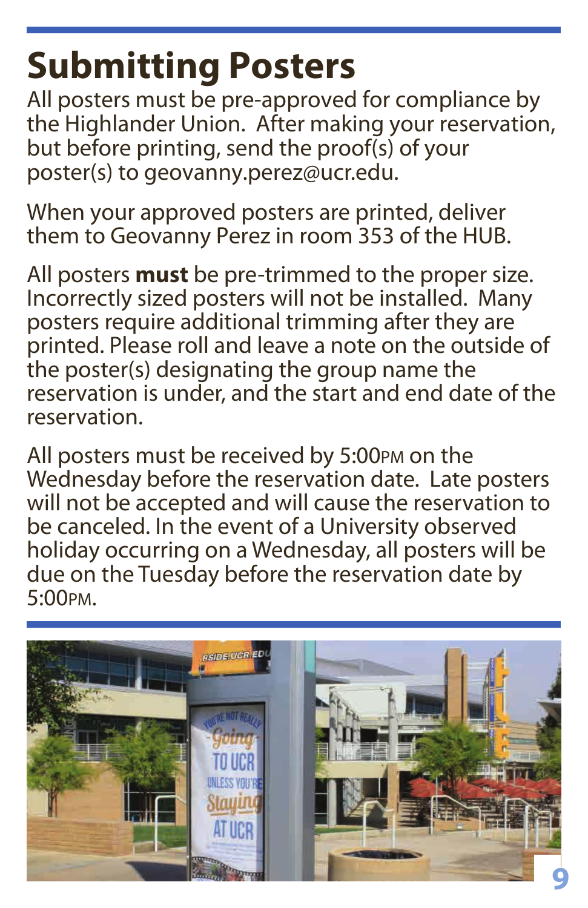# Submitting Posters

All posters must be pre-approved for compliance by the Highlander Union. After making your reservation, but before printing, send the proof(s) of your poster(s) to geovanny.perez@ucr.edu.

When your approved posters are printed, deliver them to Geovanny Perez in room 353 of the HUB.

All posters **must** be pre-trimmed to the proper size. Incorrectly sized posters will not be installed. Many posters require additional trimming after they are printed. Please roll and leave a note on the outside of the poster(s) designating the group name the reservation is under, and the start and end date of the reservation.

All posters must be received by 5:00PM on the Wednesday before the reservation date. Late posters will not be accepted and will cause the reservation to be canceled. In the event of a University observed holiday occurring on a Wednesday, all posters will be due on the Tuesday before the reservation date by 5:00PM.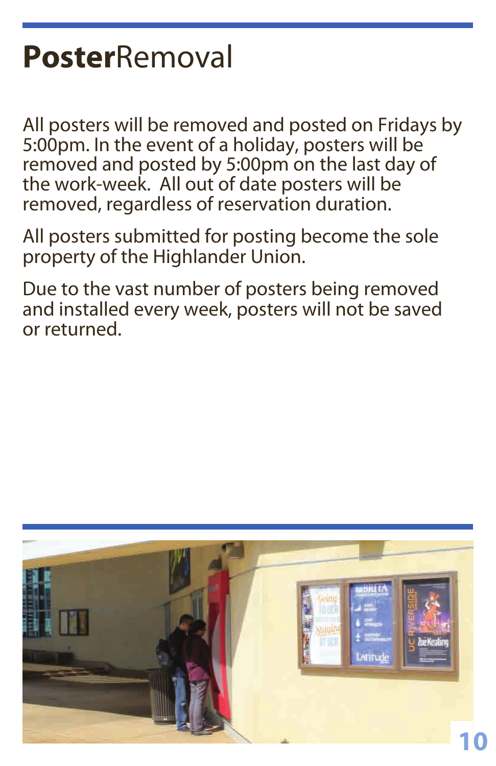# **Poster**Removal

All posters will be removed and posted on Fridays by 5:00pm. In the event of a holiday, posters will be removed and posted by 5:00pm on the last day of the work-week. All out of date posters will be removed, regardless of reservation duration.

All posters submitted for posting become the sole property of the Highlander Union.

Due to the vast number of posters being removed and installed every week, posters will not be saved or returned.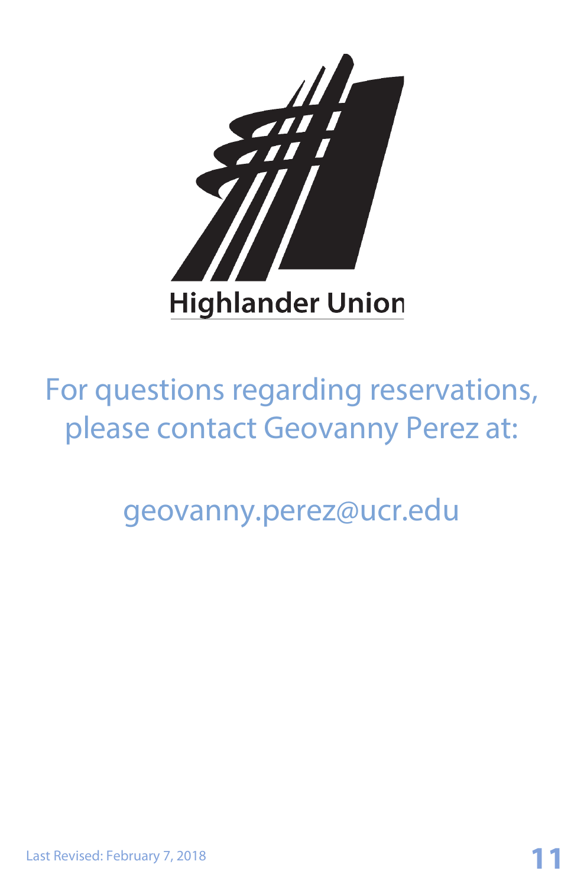Highlander Union

For questions regarding reservations, please contact Geovanny Perez at:

geovanny.perez@ucr.edu

Last Revised: February 7, 2018